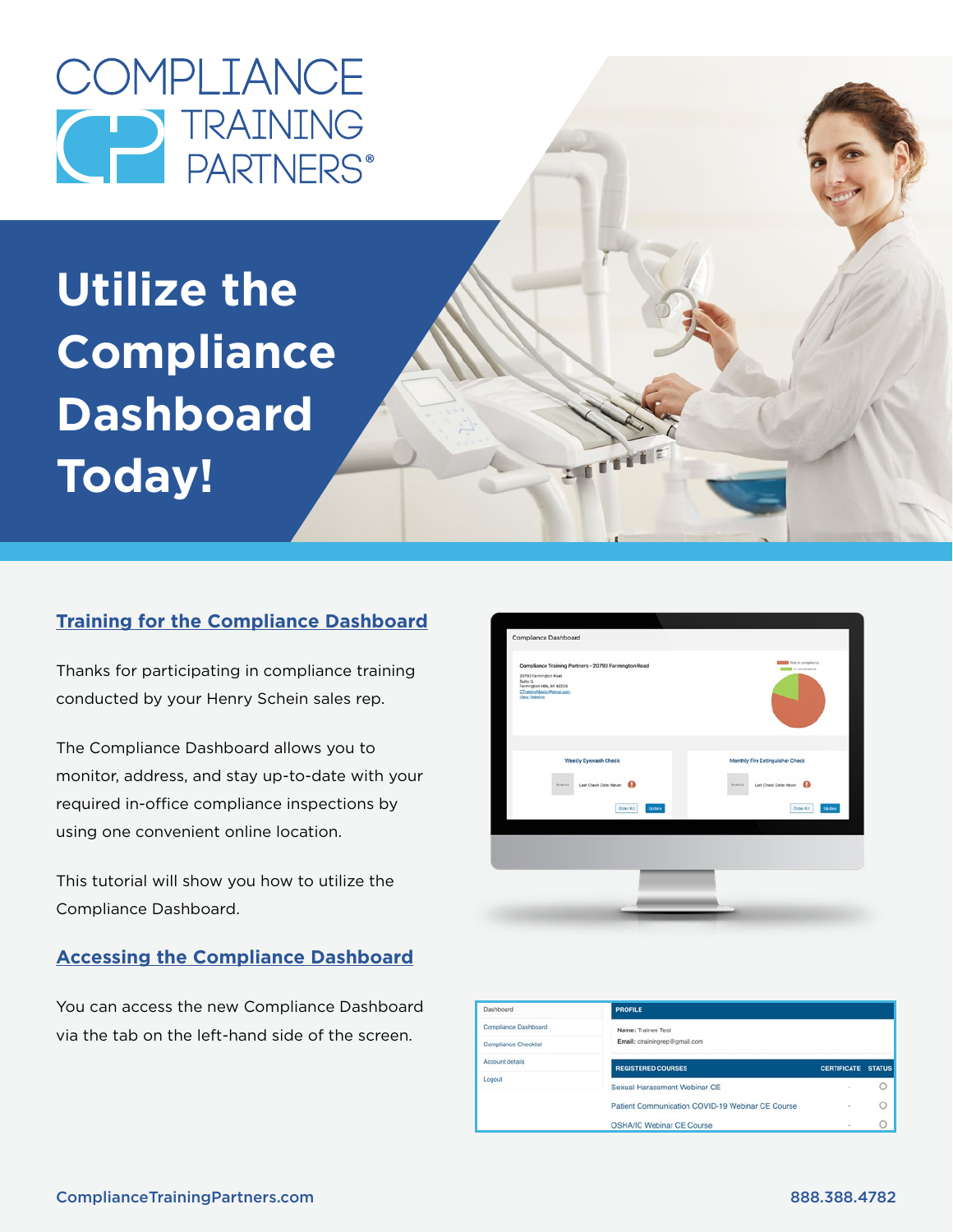# COMPLIANCE TRAINING PARTNERS®

# Utilize the Compliance Dashboard Today!

## Training for the Compliance Dashboard

Thanks for participating in compliance training conducted by your Henry Schein sales rep.

The Compliance Dashboard allows you to monitor, address, and stay up-to-date with your required in-office compliance inspections by using one convenient online location.

This tutorial will show you how to utilize the Compliance Dashboard.

## Accessing the Compliance Dashboard

You can access the new Compliance Dashboard via the tab on the left-hand side of the screen.

ComplianceTrainingPartners.com

888.388.4782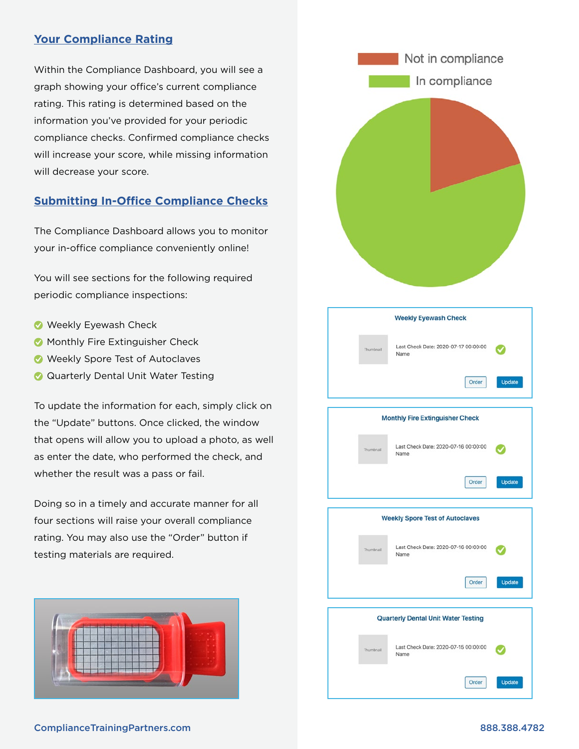## Your Compliance Rating

Within the Compliance Dashboard, you will see a graph showing your office's current compliance rating. This rating is determined based on the information you've provided for your periodic compliance checks. Confirmed compliance checks will increase your score, while missing information will decrease your score.

## Submitting In-Office Compliance Checks

The Compliance Dashboard allows you to monitor your in-office compliance conveniently online!

You will see sections for the following required periodic compliance inspections:

- Weekly Eyewash Check
- Monthly Fire Extinguisher Check
- Weekly Spore Test of Autoclaves
- Quarterly Dental Unit Water Testing

To update the information for each, simply click on the "Update" buttons. Once clicked, the window that opens will allow you to upload a photo, as well as enter the date, who performed the check, and whether the result was a pass or fail.

Doing so in a timely and accurate manner for all four sections will raise your overall compliance rating. You may also use the "Order" button if testing materials are required.

Not in compliance

In compliance

**Weekly Eyewash Check**

Thumbnail

Last Check Date: 2020-07-17 00:00:00
Name

Order | Update

**Monthly Fire Extinguisher Check**

Thumbnail

Last Check Date: 2020-07-16 00:00:00
Name

Order | Update

**Weekly Spore Test of Autoclaves**

Thumbnail

Last Check Date: 2020-07-16 00:00:00
Name

Order | Update

**Quarterly Dental Unit Water Testing**

Thumbnail

Last Check Date: 2020-07-15 00:00:00
Name

Order | Update

ComplianceTrainingPartners.com

888.388.4782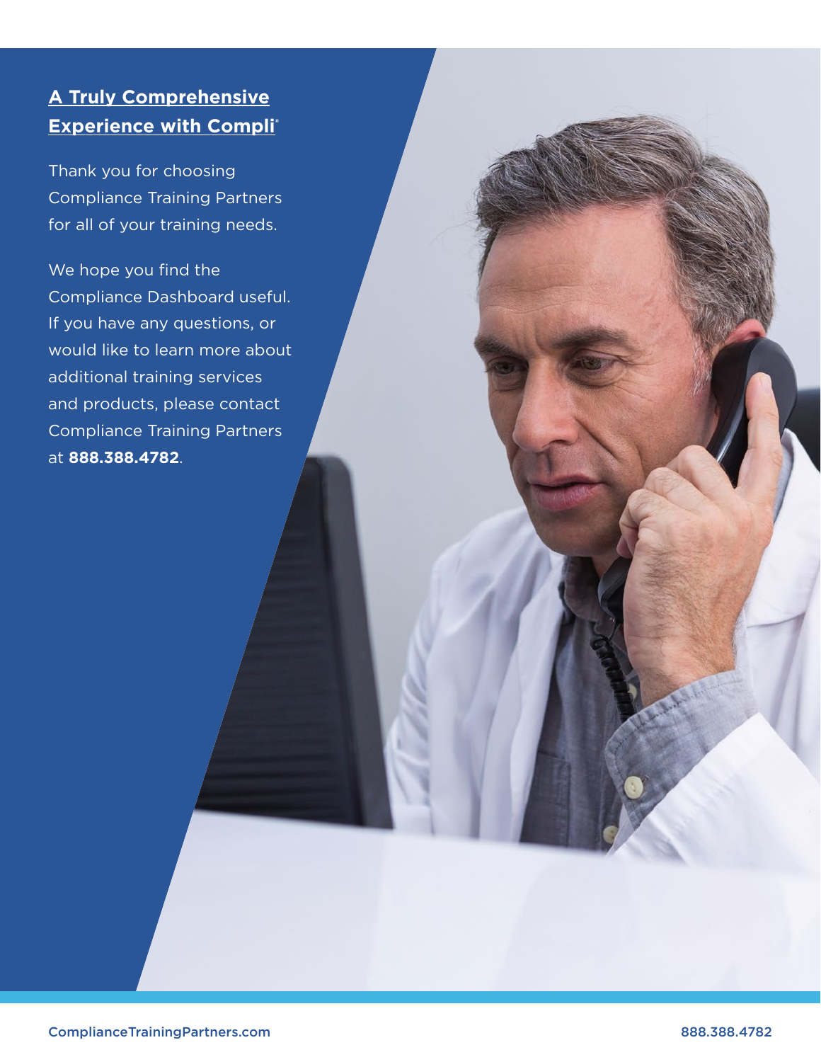## A Truly Comprehensive Experience with Compli®

Thank you for choosing Compliance Training Partners for all of your training needs.

We hope you find the Compliance Dashboard useful. If you have any questions, or would like to learn more about additional training services and products, please contact Compliance Training Partners at **888.388.4782**.

ComplianceTrainingPartners.com

888.388.4782